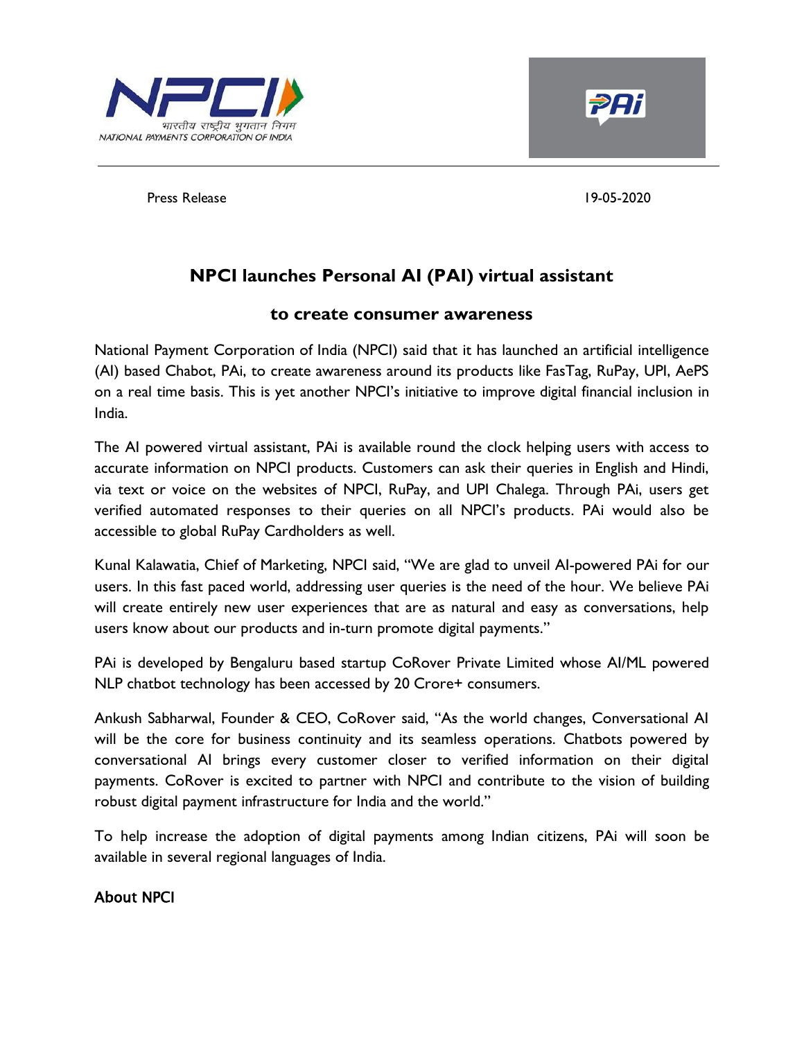Press Release 19-05-2020

# NPCI launches Personal AI (PAI) virtual assistant

## to create consumer awareness

National Payment Corporation of India (NPCI) said that it has launched an artificial intelligence (AI) based Chabot, PAi, to create awareness around its products like FasTag, RuPay, UPI, AePS on a real time basis. This is yet another NPCI's initiative to improve digital financial inclusion in India.

The AI powered virtual assistant, PAi is available round the clock helping users with access to accurate information on NPCI products. Customers can ask their queries in English and Hindi, via text or voice on the websites of NPCI, RuPay, and UPI Chalega. Through PAi, users get verified automated responses to their queries on all NPCI's products. PAi would also be accessible to global RuPay Cardholders as well.

Kunal Kalawatia, Chief of Marketing, NPCI said, "We are glad to unveil AI-powered PAi for our users. In this fast paced world, addressing user queries is the need of the hour. We believe PAi will create entirely new user experiences that are as natural and easy as conversations, help users know about our products and in-turn promote digital payments."

PAi is developed by Bengaluru based startup CoRover Private Limited whose AI/ML powered NLP chatbot technology has been accessed by 20 Crore+ consumers.

Ankush Sabharwal, Founder & CEO, CoRover said, "As the world changes, Conversational AI will be the core for business continuity and its seamless operations. Chatbots powered by conversational AI brings every customer closer to verified information on their digital payments. CoRover is excited to partner with NPCI and contribute to the vision of building robust digital payment infrastructure for India and the world."

To help increase the adoption of digital payments among Indian citizens, PAi will soon be available in several regional languages of India.

### About NPCI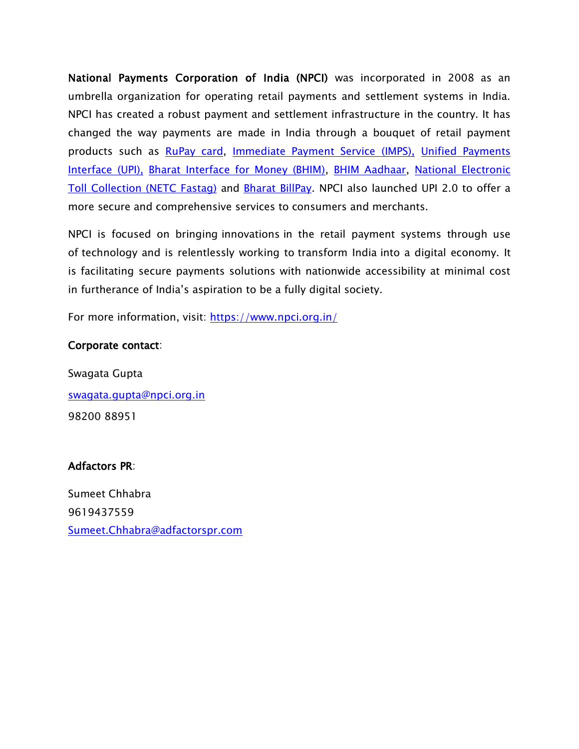**National Payments Corporation of India (NPCI)** was incorporated in 2008 as an umbrella organization for operating retail payments and settlement systems in India. NPCI has created a robust payment and settlement infrastructure in the country. It has changed the way payments are made in India through a bouquet of retail payment products such as RuPay card, Immediate Payment Service (IMPS), Unified Payments Interface (UPI), Bharat Interface for Money (BHIM), BHIM Aadhaar, National Electronic Toll Collection (NETC Fastag) and Bharat BillPay. NPCI also launched UPI 2.0 to offer a more secure and comprehensive services to consumers and merchants.

NPCI is focused on bringing innovations in the retail payment systems through use of technology and is relentlessly working to transform India into a digital economy. It is facilitating secure payments solutions with nationwide accessibility at minimal cost in furtherance of India's aspiration to be a fully digital society.

For more information, visit: https://www.npci.org.in/

**Corporate contact**:

Swagata Gupta

swagata.gupta@npci.org.in

98200 88951

**Adfactors PR**:

Sumeet Chhabra
9619437559
Sumeet.Chhabra@adfactorspr.com